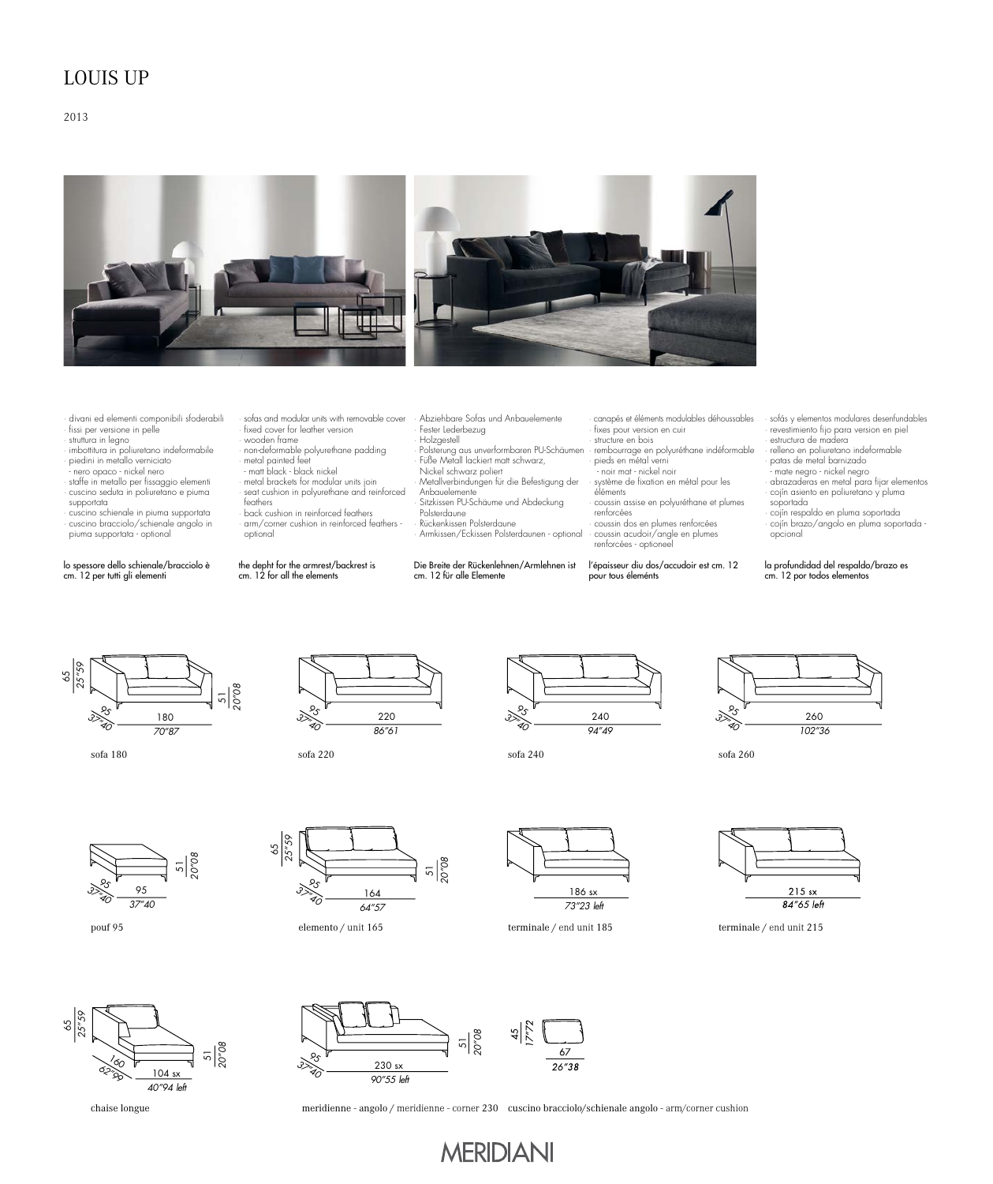# LOUIS UP

2013

- divani ed elementi componibili sfoderabili
- fissi per versione in pelle
- struttura in legno
- imbottitura in poliuretano indeformabile
- piedini in metallo verniciato
  - nero opaco - nickel nero
- staffe in metallo per fissaggio elementi
- cuscino seduta in poliuretano e piuma supportata
- cuscino schienale in piuma supportata
- cuscino bracciolo/schienale angolo in piuma supportata - optional

lo spessore dello schienale/bracciolo è cm. 12 per tutti gli elementi

- sofas and modular units with removable cover
- fixed cover for leather version
- wooden frame
- non-deformable polyurethane padding
- metal painted feet
  - matt black - black nickel
- metal brackets for modular units join
- seat cushion in polyurethane and reinforced feathers
- back cushion in reinforced feathers
- arm/corner cushion in reinforced feathers - optional

the depht for the armrest/backrest is cm. 12 for all the elements

- Abziehbare Sofas und Anbauelemente
- Fester Lederbezug
- Holzgestell
- Polsterung aus unverformbaren PU-Schäumen
- Füße Metall lackiert matt schwarz, Nickel schwarz poliert
- Metallverbindungen für die Befestigung der Anbauelemente
- Sitzkissen PU-Schäume und Abdeckung Polsterdaune
- Rückenkissen Polsterdaune
- Armkissen/Eckkissen Polsterdaunen - optional

Die Breite der Rückenlehnen/Armlehnen ist cm. 12 für alle Elemente

- canapés et éléments modulables déhoussables
- fixes pour version en cuir
- structure en bois
- rembourrage en polyuréthane indéformable
- pieds en métal verni
  - noir mat - nickel noir
- système de fixation en métal pour les éléments
- coussin assise en polyuréthane et plumes renforcées
- coussin dos en plumes renforcées
- coussin acudoir/angle en plumes renforcées - optioneel

l'épaisseur diu dos/accudoir est cm. 12 pour tous éléménts

- sofás y elementos modulares desenfundables
- revestimiento fijo para version en piel
- estructura de madera
- relleno en poliuretano indeformable
- patas de metal barnizado
  - mate negro - nickel negro
- abrazaderas en metal para fijar elementos
- cojín asiento en poliuretano y pluma soportada
- cojín respaldo en pluma soportada
- cojín brazo/angolo en pluma soportada - opcional

la profundidad del respaldo/brazo es cm. 12 por todos elementos

65 / 25"59 — 95 / 37"40 — 180 / 70"87 — 51 / 20"08

sofa 180

95 / 37"40 — 220 / 86"61

sofa 220

95 / 37"40 — 240 / 94"49

sofa 240

95 / 37"40 — 260 / 102"36

sofa 260

95 / 37"40 — 95 / 37"40 — 51 / 20"08

pouf 95

65 / 25"59 — 95 / 37"40 — 164 / 64"57 — 51 / 20"08

elemento / unit 165

186 sx / 73"23 left

terminale / end unit 185

215 sx / 84"65 left

terminale / end unit 215

65 / 25"59 — 160 / 62"99 — 104 sx / 40"94 left — 51 / 20"08

chaise longue

95 / 37"40 — 230 sx / 90"55 left — 51 / 20"08

meridienne - angolo / meridienne - corner 230

45 / 17"72 — 67 / 26"38

cuscino bracciolo/schienale angolo - arm/corner cushion

MERIDIANI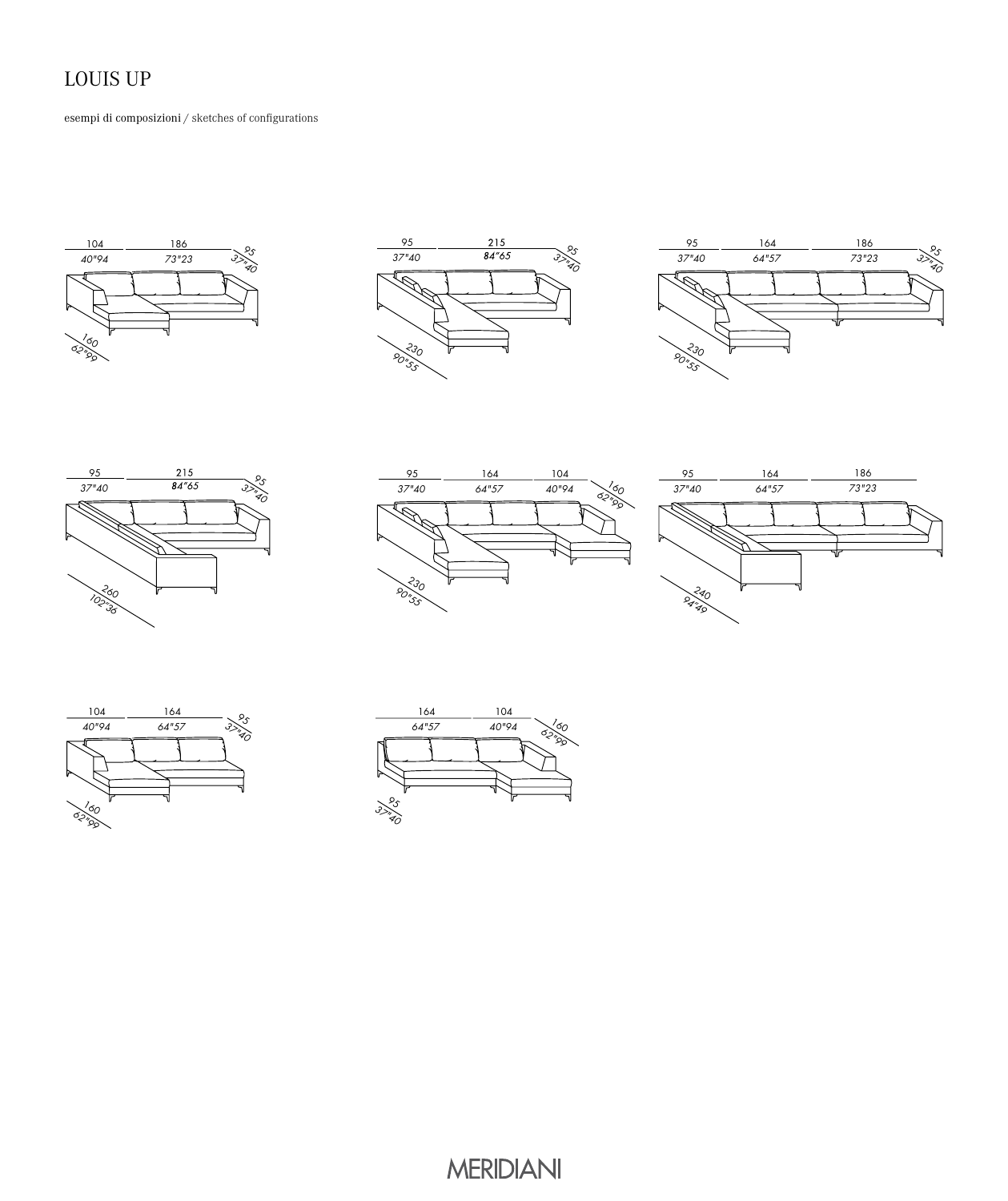# LOUIS UP

esempi di composizioni / sketches of configurations

104
40"94
186
73"23
95
37"40
160
62"99

95
37"40
215
84"65
95
37"40
230
90"55

95
37"40
164
64"57
186
73"23
95
37"40
230
90"55

95
37"40
215
84"65
95
37"40
260
102"36

95
37"40
164
64"57
104
40"94
160
62"99
230
90"55

95
37"40
164
64"57
186
73"23
240
94"49

104
40"94
164
64"57
95
37"40
160
62"99

164
64"57
104
40"94
160
62"99
95
37"40